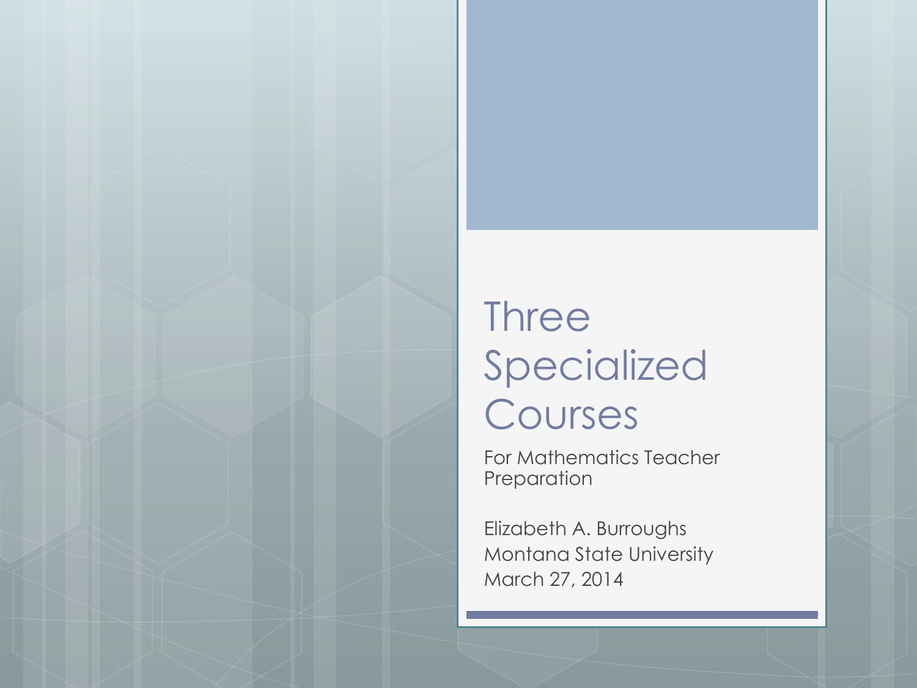# Three Specialized Courses

For Mathematics Teacher Preparation

Elizabeth A. Burroughs
Montana State University
March 27, 2014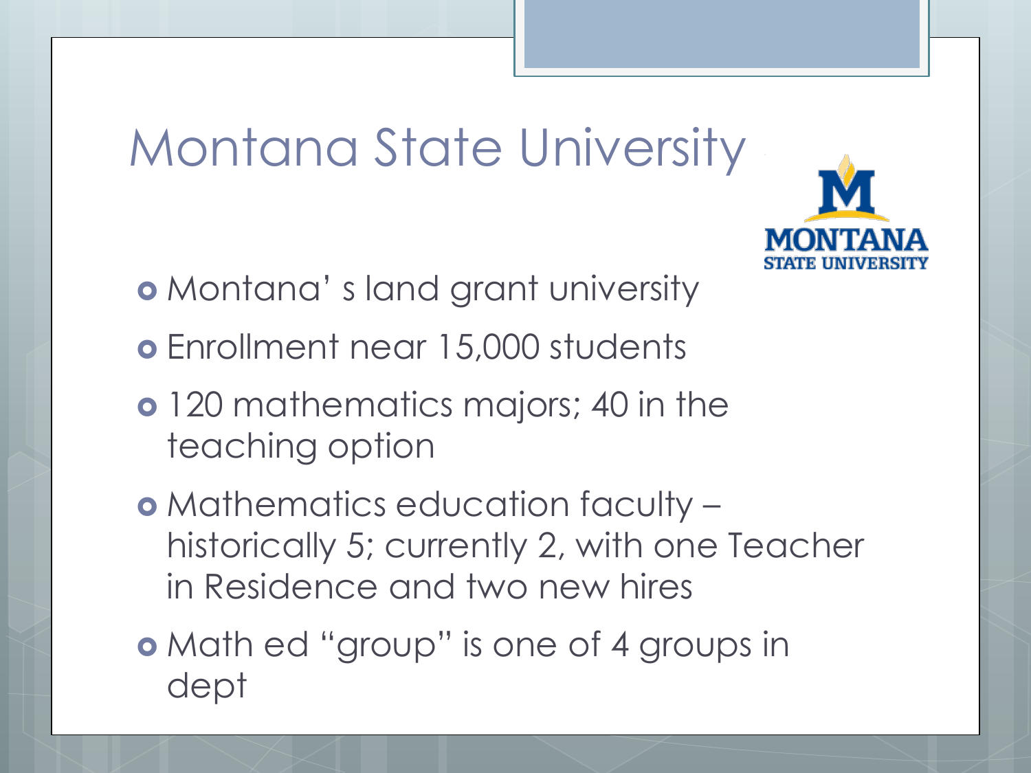# Montana State University

- Montana' s land grant university
- Enrollment near 15,000 students
- 120 mathematics majors; 40 in the teaching option
- Mathematics education faculty – historically 5; currently 2, with one Teacher in Residence and two new hires
- Math ed "group" is one of 4 groups in dept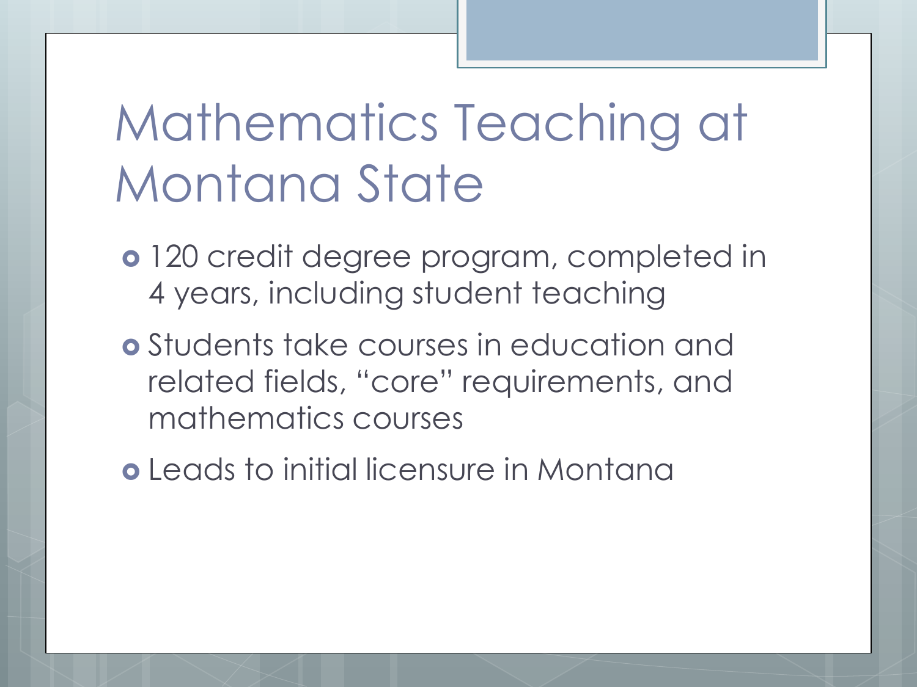# Mathematics Teaching at Montana State

- 120 credit degree program, completed in 4 years, including student teaching
- Students take courses in education and related fields, "core" requirements, and mathematics courses
- Leads to initial licensure in Montana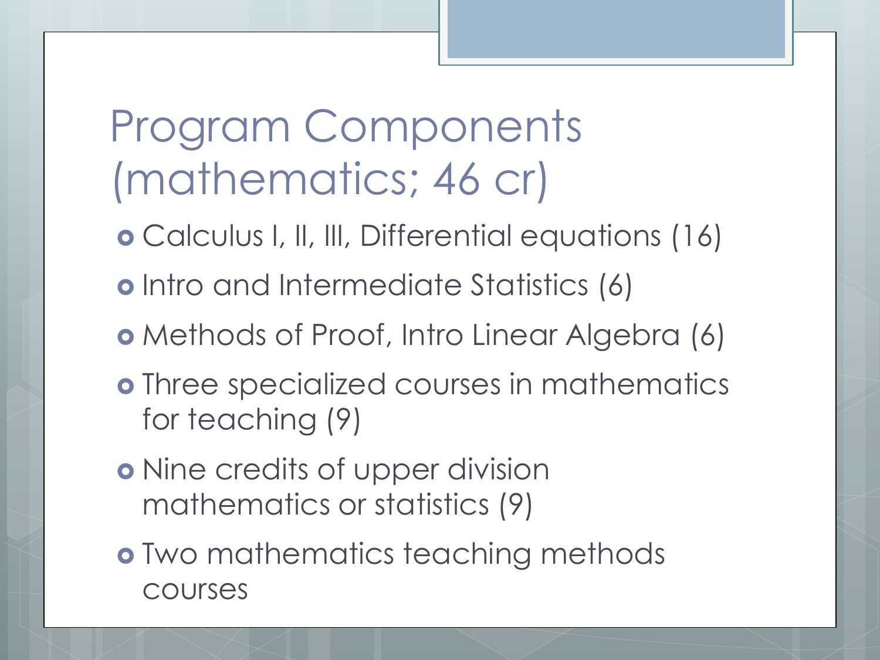# Program Components (mathematics; 46 cr)

- Calculus I, II, III, Differential equations (16)
- Intro and Intermediate Statistics (6)
- Methods of Proof, Intro Linear Algebra (6)
- Three specialized courses in mathematics for teaching (9)
- Nine credits of upper division mathematics or statistics (9)
- Two mathematics teaching methods courses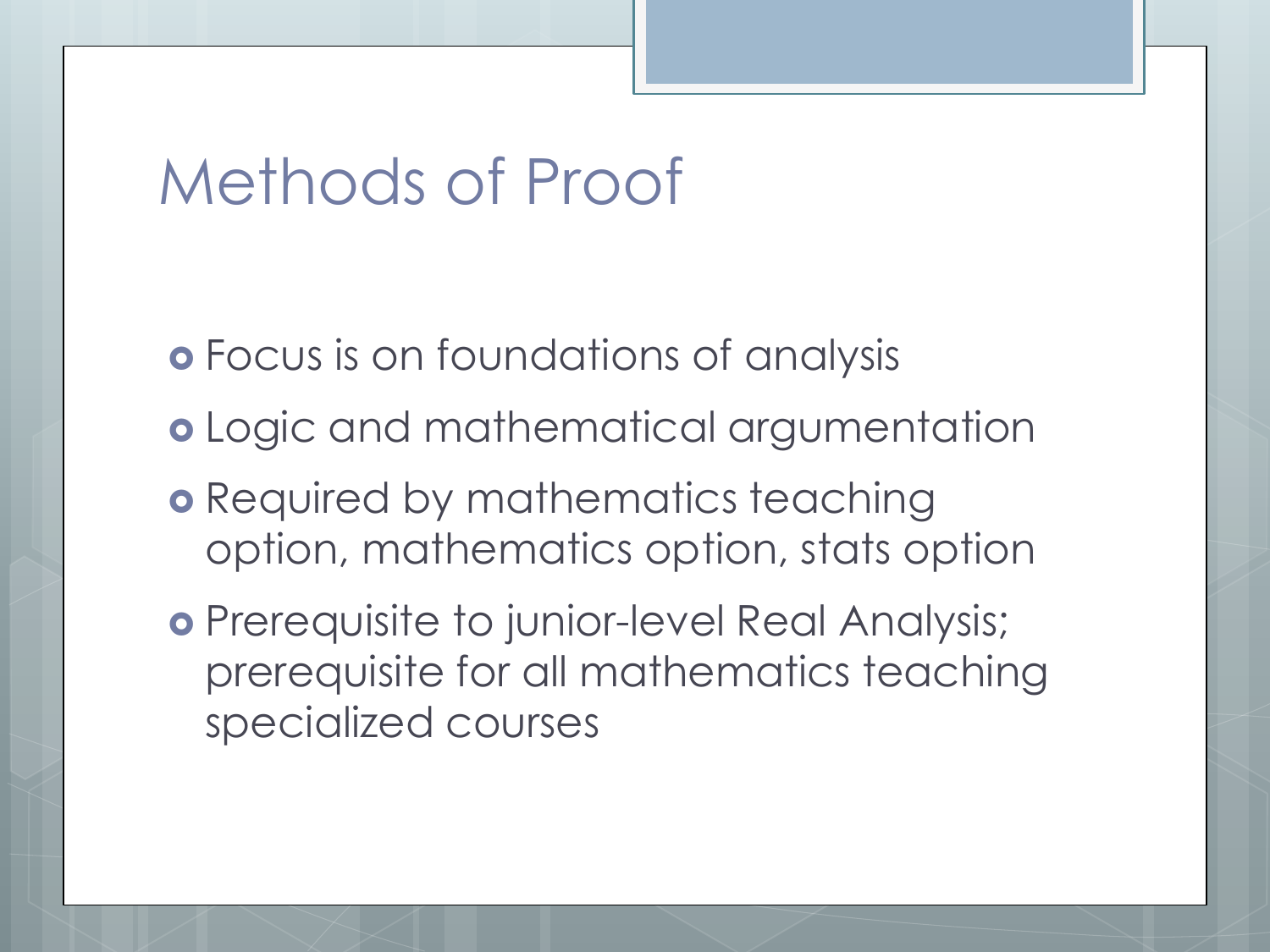# Methods of Proof

- Focus is on foundations of analysis
- Logic and mathematical argumentation
- Required by mathematics teaching option, mathematics option, stats option
- Prerequisite to junior-level Real Analysis; prerequisite for all mathematics teaching specialized courses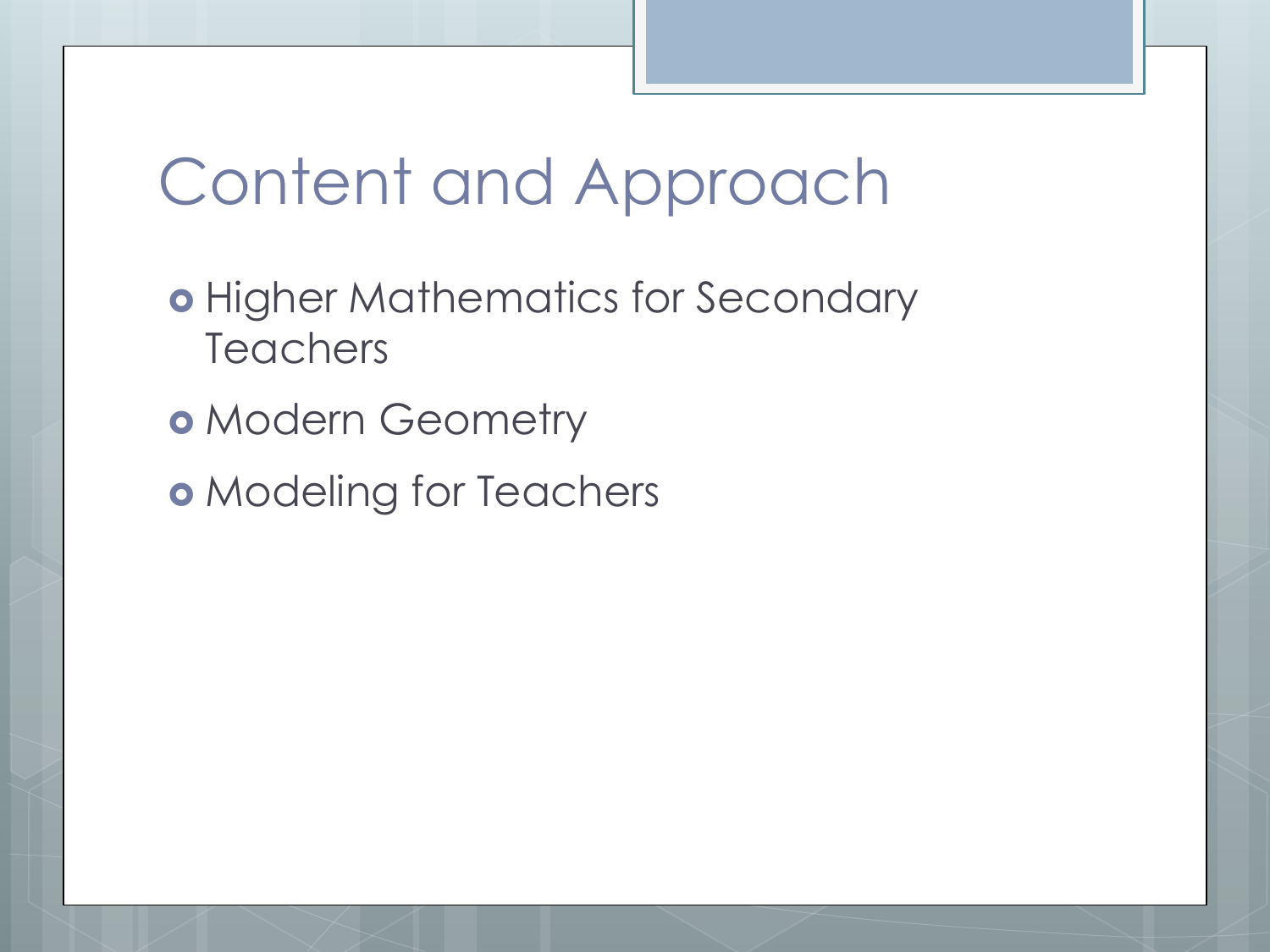# Content and Approach

- Higher Mathematics for Secondary Teachers
- Modern Geometry
- Modeling for Teachers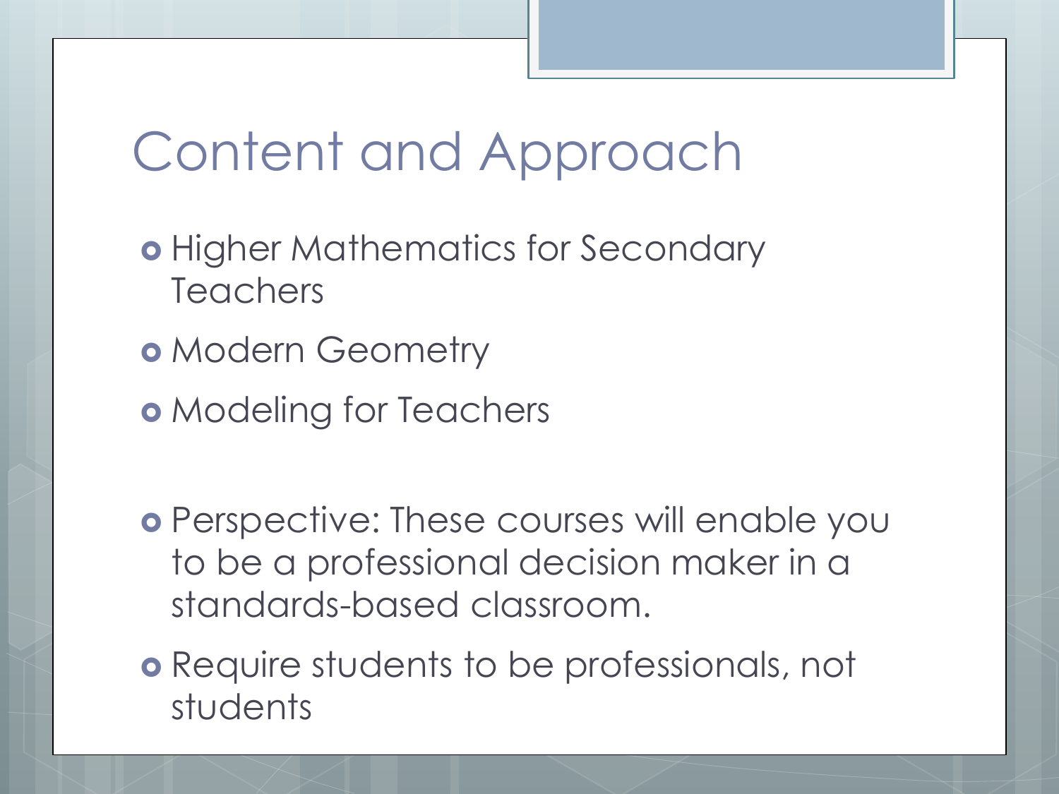# Content and Approach

- Higher Mathematics for Secondary Teachers
- Modern Geometry
- Modeling for Teachers

- Perspective: These courses will enable you to be a professional decision maker in a standards-based classroom.
- Require students to be professionals, not students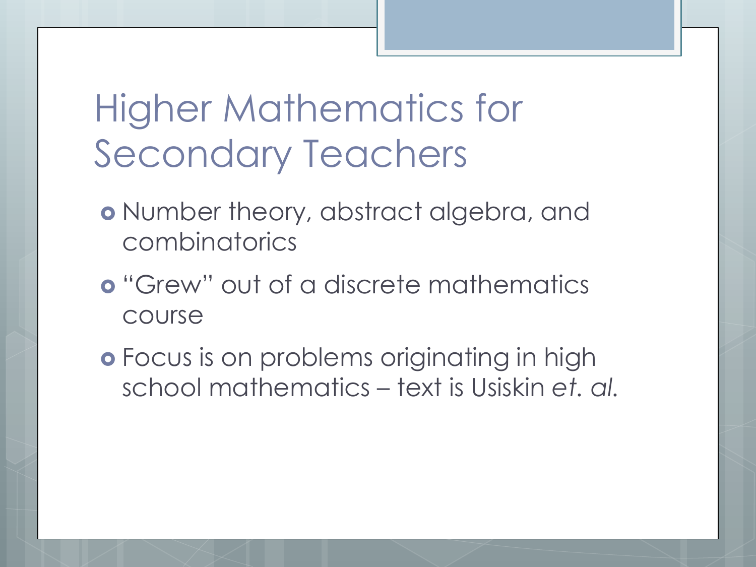# Higher Mathematics for Secondary Teachers

- Number theory, abstract algebra, and combinatorics
- "Grew" out of a discrete mathematics course
- Focus is on problems originating in high school mathematics – text is Usiskin *et. al.*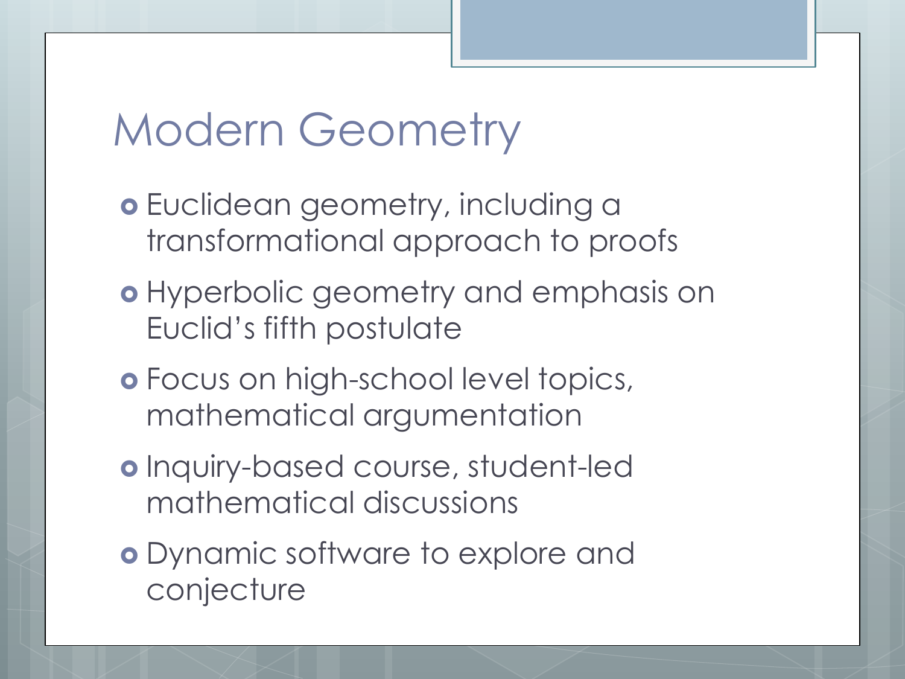# Modern Geometry

- Euclidean geometry, including a transformational approach to proofs
- Hyperbolic geometry and emphasis on Euclid's fifth postulate
- Focus on high-school level topics, mathematical argumentation
- Inquiry-based course, student-led mathematical discussions
- Dynamic software to explore and conjecture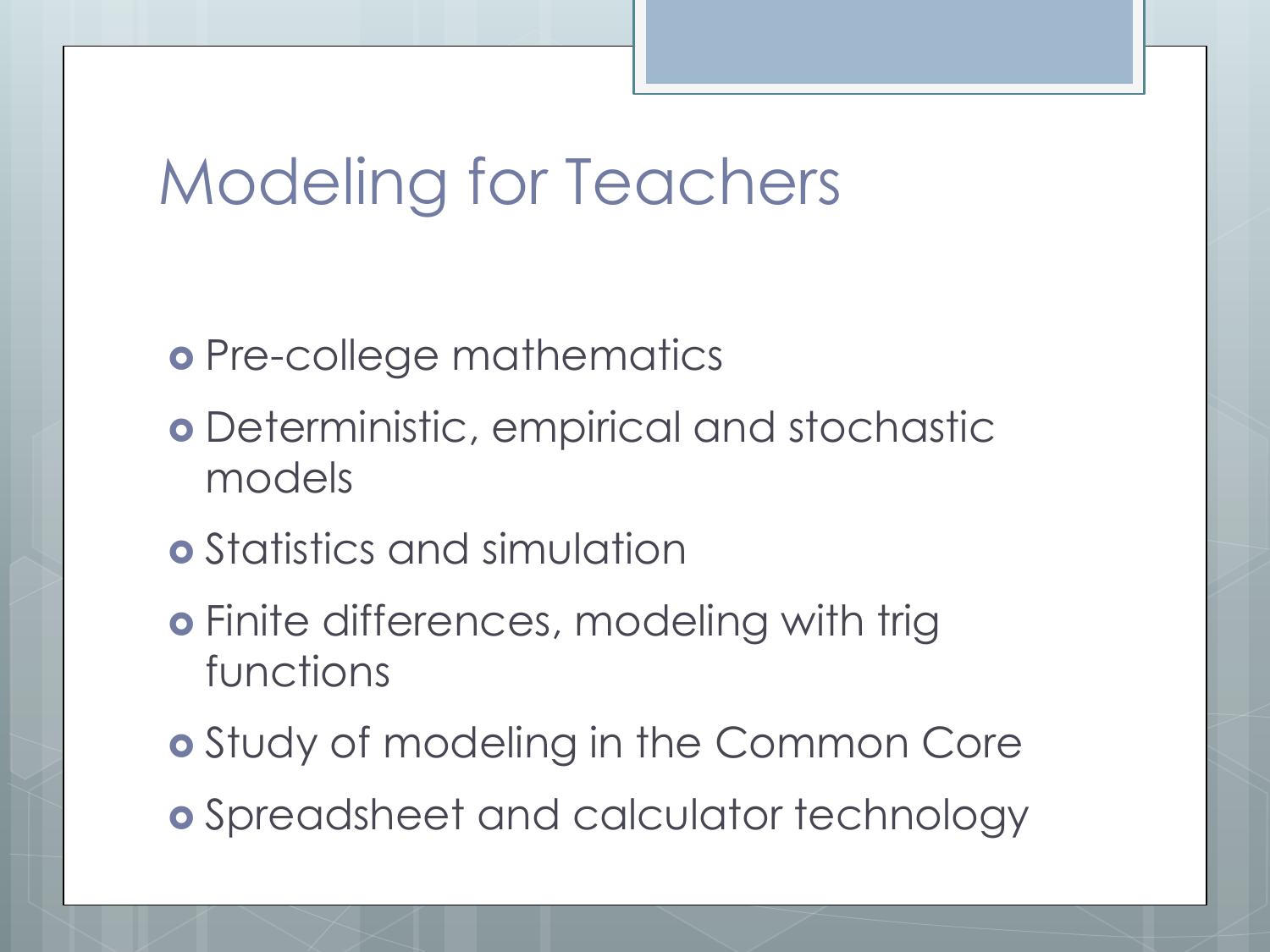# Modeling for Teachers

- Pre-college mathematics
- Deterministic, empirical and stochastic models
- Statistics and simulation
- Finite differences, modeling with trig functions
- Study of modeling in the Common Core
- Spreadsheet and calculator technology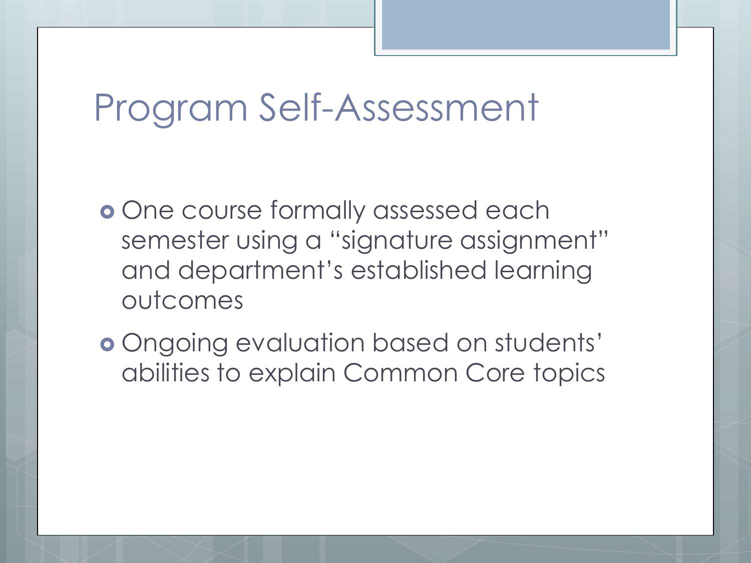# Program Self-Assessment

- One course formally assessed each semester using a “signature assignment” and department’s established learning outcomes
- Ongoing evaluation based on students’ abilities to explain Common Core topics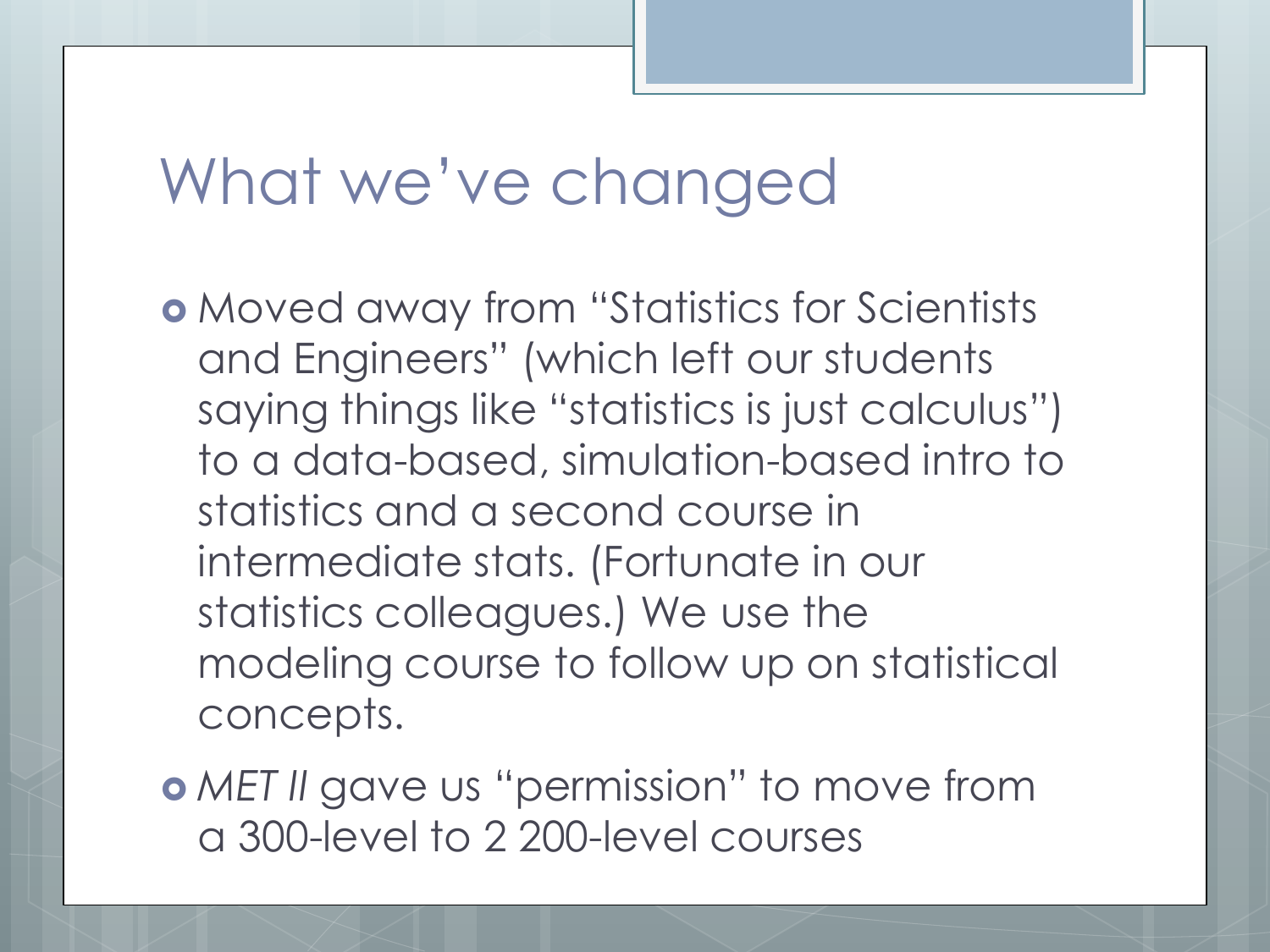# What we've changed

- Moved away from "Statistics for Scientists and Engineers" (which left our students saying things like "statistics is just calculus") to a data-based, simulation-based intro to statistics and a second course in intermediate stats. (Fortunate in our statistics colleagues.) We use the modeling course to follow up on statistical concepts.
- *MET II* gave us "permission" to move from a 300-level to 2 200-level courses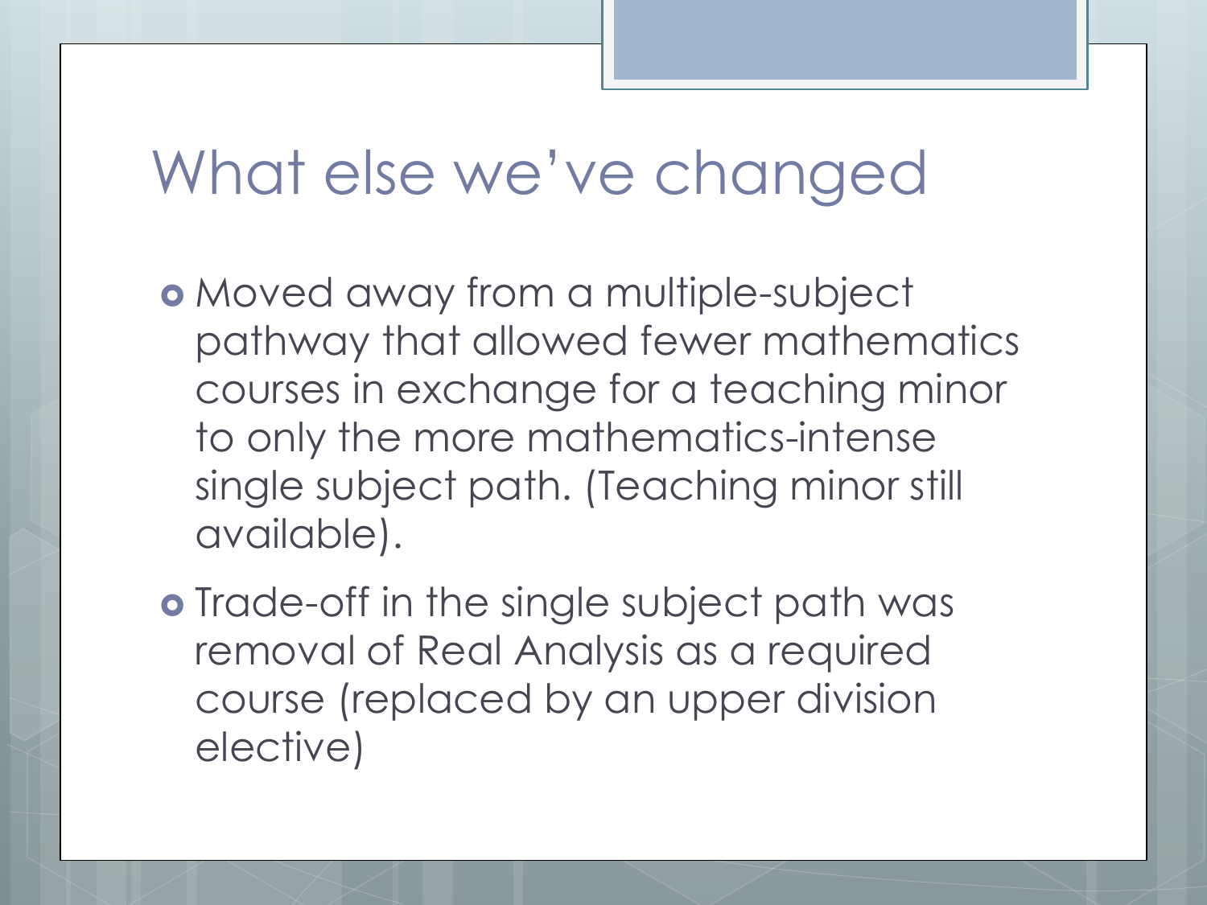# What else we've changed

- Moved away from a multiple-subject pathway that allowed fewer mathematics courses in exchange for a teaching minor to only the more mathematics-intense single subject path. (Teaching minor still available).
- Trade-off in the single subject path was removal of Real Analysis as a required course (replaced by an upper division elective)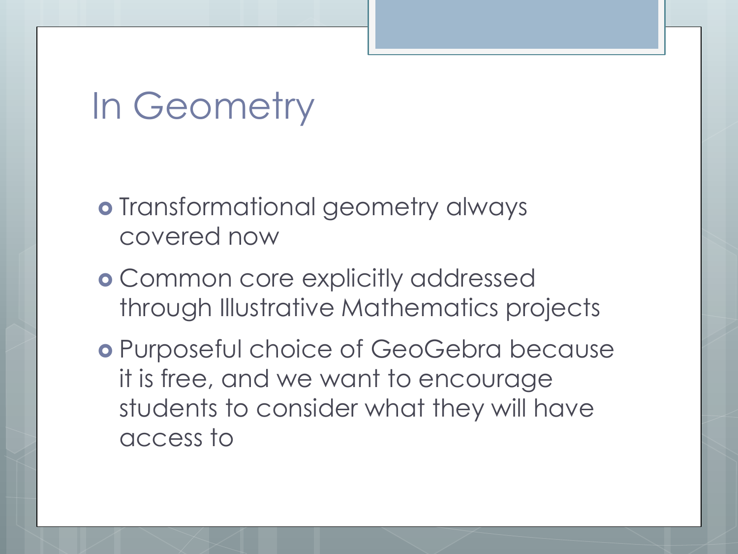# In Geometry

- Transformational geometry always covered now
- Common core explicitly addressed through Illustrative Mathematics projects
- Purposeful choice of GeoGebra because it is free, and we want to encourage students to consider what they will have access to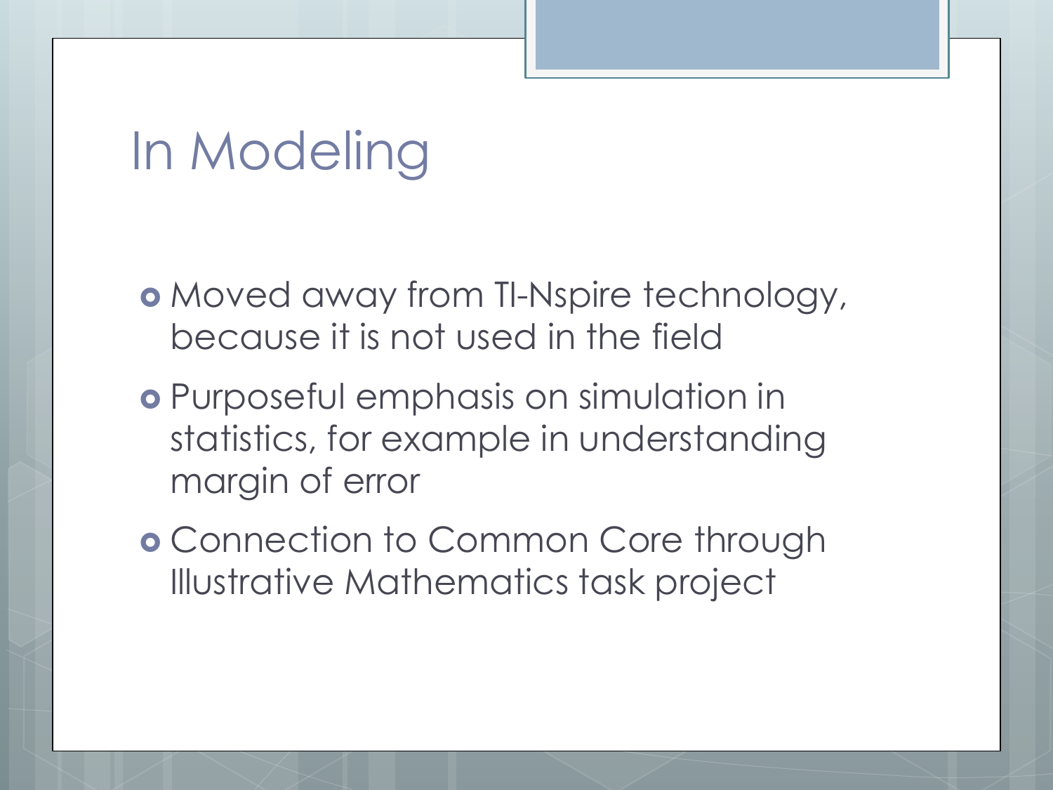# In Modeling

- Moved away from TI-Nspire technology, because it is not used in the field
- Purposeful emphasis on simulation in statistics, for example in understanding margin of error
- Connection to Common Core through Illustrative Mathematics task project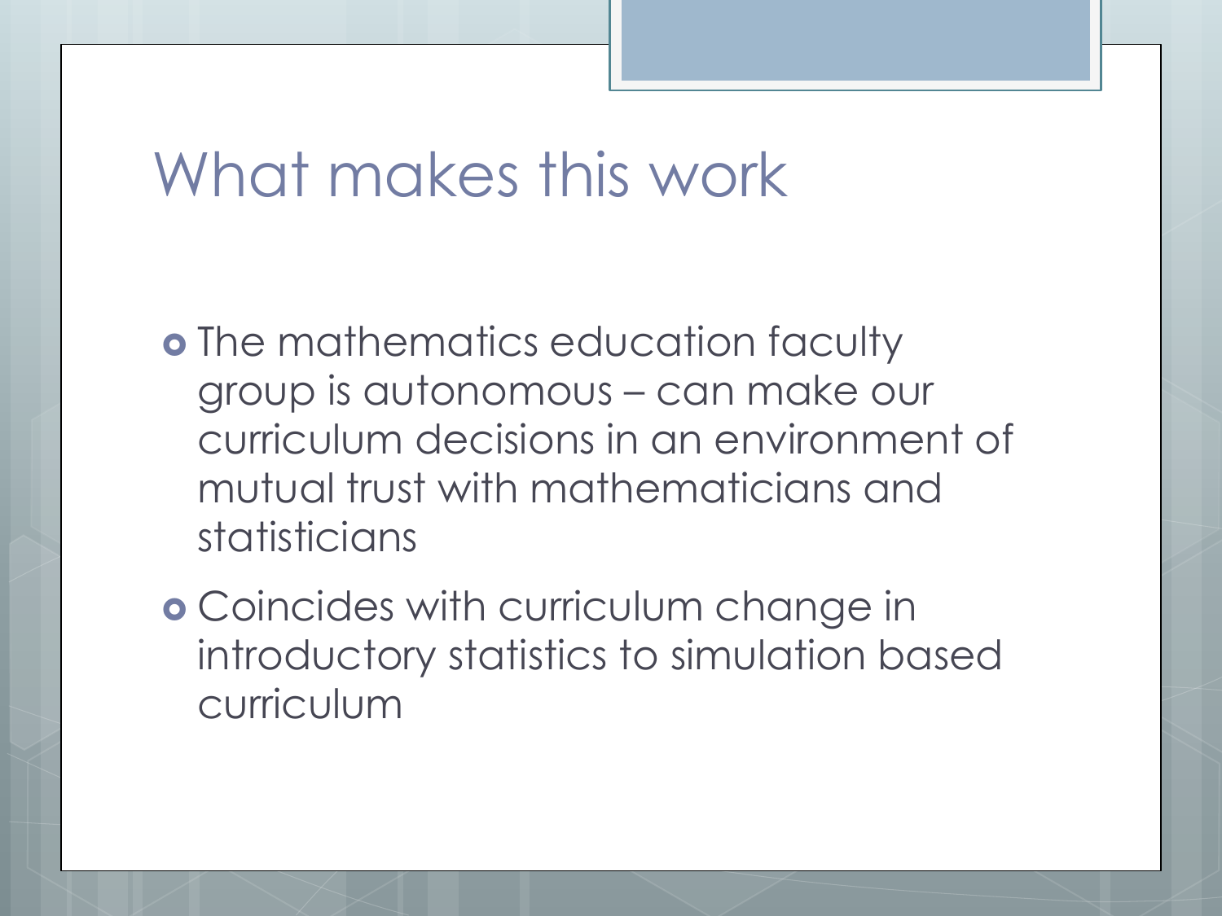# What makes this work

- The mathematics education faculty group is autonomous – can make our curriculum decisions in an environment of mutual trust with mathematicians and statisticians
- Coincides with curriculum change in introductory statistics to simulation based curriculum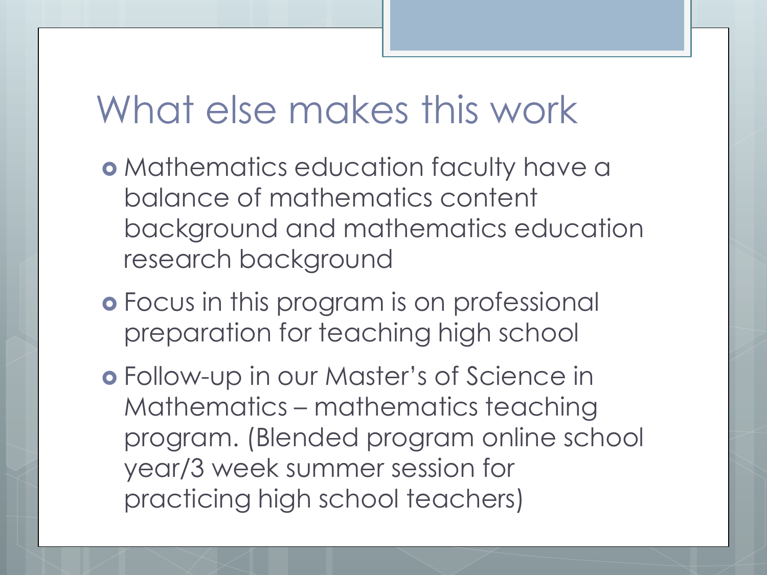# What else makes this work

- Mathematics education faculty have a balance of mathematics content background and mathematics education research background
- Focus in this program is on professional preparation for teaching high school
- Follow-up in our Master's of Science in Mathematics – mathematics teaching program. (Blended program online school year/3 week summer session for practicing high school teachers)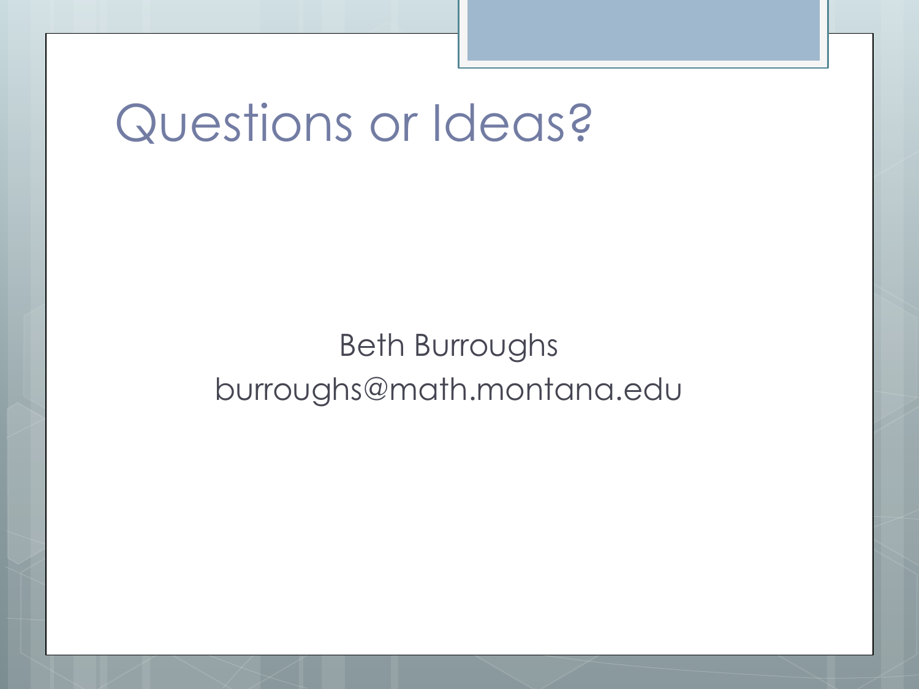# Questions or Ideas?

Beth Burroughs
burroughs@math.montana.edu